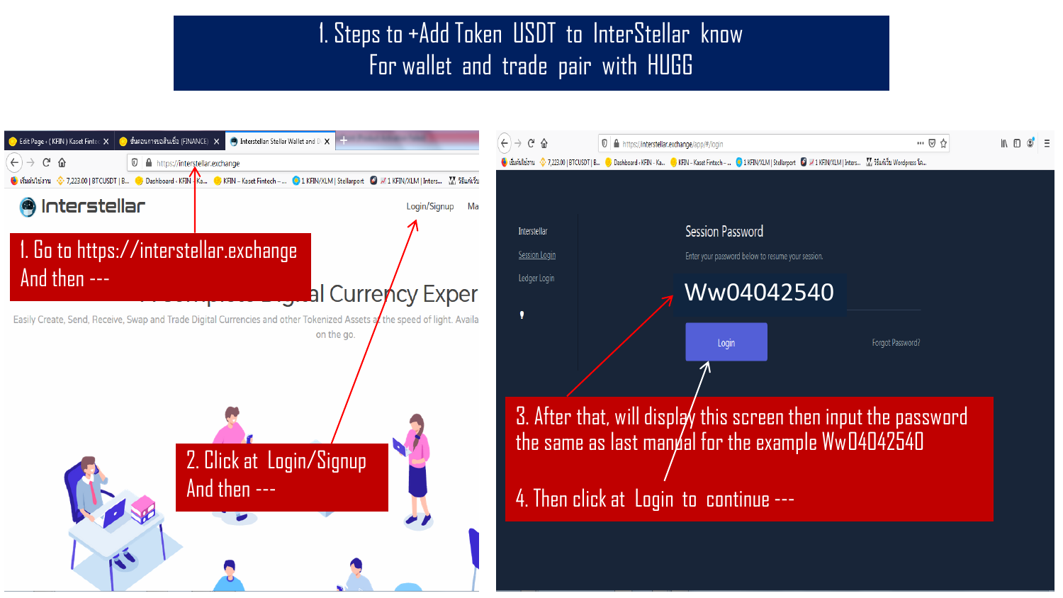# 1. Steps to +Add Token USDT to InterStellar know For wallet and trade pair with HUGG

1. Go to https://interstellar.exchange And then ---

2. Click at Login/Signup And then ---

3. After that, will display this screen then input the password the same as last manual for the example Ww04042540

4. Then click at Login to continue ---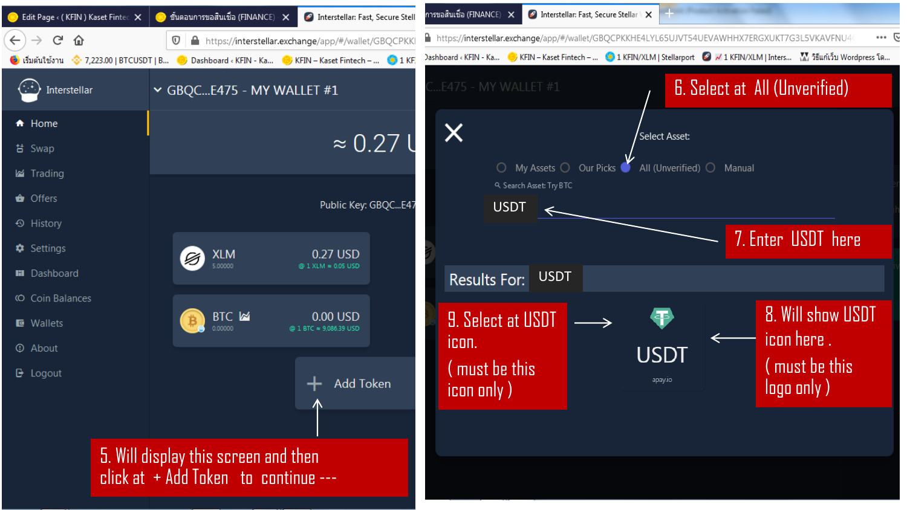5. Will display this screen and then click at + Add Token to continue ---

6. Select at All (Unverified)

7. Enter USDT here

8. Will show USDT icon here . ( must be this logo only )

9. Select at USDT icon. ( must be this icon only )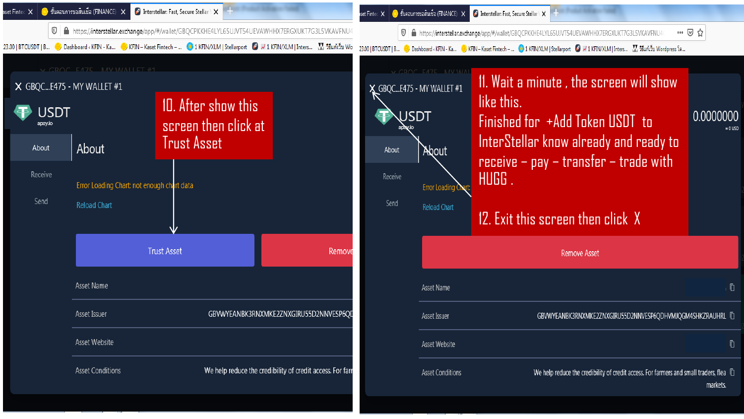10. After show this screen then click at Trust Asset

X GBQC...E475 - MY WALLET #1

USDT
apay.io

About

Receive

Send

Error Loading Chart: not enough chart data

Reload Chart

Trust Asset

Remove

| | |
|---|---|
| Asset Name | |
| Asset Issuer | GBVWYEANBK3RNXMKE2ZNXGIRU55D2NNVESP6QD |
| Asset Website | |
| Asset Conditions | We help reduce the credibility of credit access. For farr |

11. Wait a minute , the screen will show like this.
Finished for +Add Token USDT to InterStellar know already and ready to receive – pay – transfer – trade with HUGG .

12. Exit this screen then click X

X GBQC...E475 - MY WALLET #1

USDT
apay.io

0.0000000
≈ 0 USD

About

Receive

Send

Error Loading Chart

Reload Chart

Remove Asset

| | |
|---|---|
| Asset Name | |
| Asset Issuer | GBVWYEANBK3RNXMKE2ZNXGIRU55D2NNVESP6QDHVMJQGM4SHKZRAUHRL |
| Asset Website | |
| Asset Conditions | We help reduce the credibility of credit access. For farmers and small traders, flea markets. |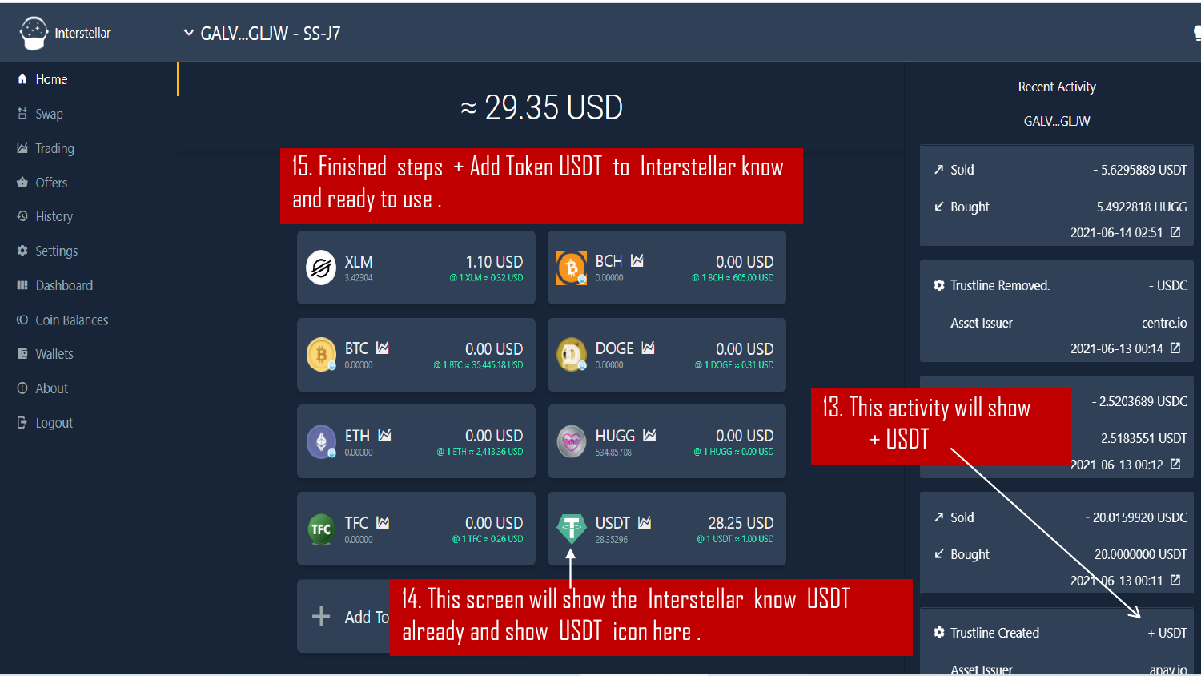Interstellar

GALV...GLJW - SS-J7

- Home
- Swap
- Trading
- Offers
- History
- Settings
- Dashboard
- Coin Balances
- Wallets
- About
- Logout

≈ 29.35 USD

15. Finished steps + Add Token USDT to Interstellar know and ready to use .

XLM 3.42304 — 1.10 USD @ 1 XLM ≈ 0.32 USD

BCH 0.00000 — 0.00 USD @ 1 BCH ≈ 605.00 USD

BTC 0.00000 — 0.00 USD @ 1 BTC ≈ 35,445.18 USD

DOGE 0.00000 — 0.00 USD @ 1 DOGE ≈ 0.31 USD

ETH 0.00000 — 0.00 USD @ 1 ETH ≈ 2,413.36 USD

HUGG 534.85708 — 0.00 USD @ 1 HUGG ≈ 0.00 USD

TFC 0.00000 — 0.00 USD @ 1 TFC ≈ 0.26 USD

USDT 28.35296 — 28.25 USD @ 1 USDT ≈ 1.00 USD

+ Add To

14. This screen will show the Interstellar know USDT already and show USDT icon here .

Recent Activity

GALV...GLJW

Sold - 5.6295889 USDT
Bought 5.4922818 HUGG
2021-06-14 02:51

Trustline Removed. - USDC
Asset Issuer centre.io
2021-06-13 00:14

- 2.5203689 USDC
2.5183551 USDT
2021-06-13 00:12

13. This activity will show + USDT

Sold - 20.0159920 USDC
Bought 20.0000000 USDT
2021-06-13 00:11

Trustline Created + USDT
Asset Issuer apay.io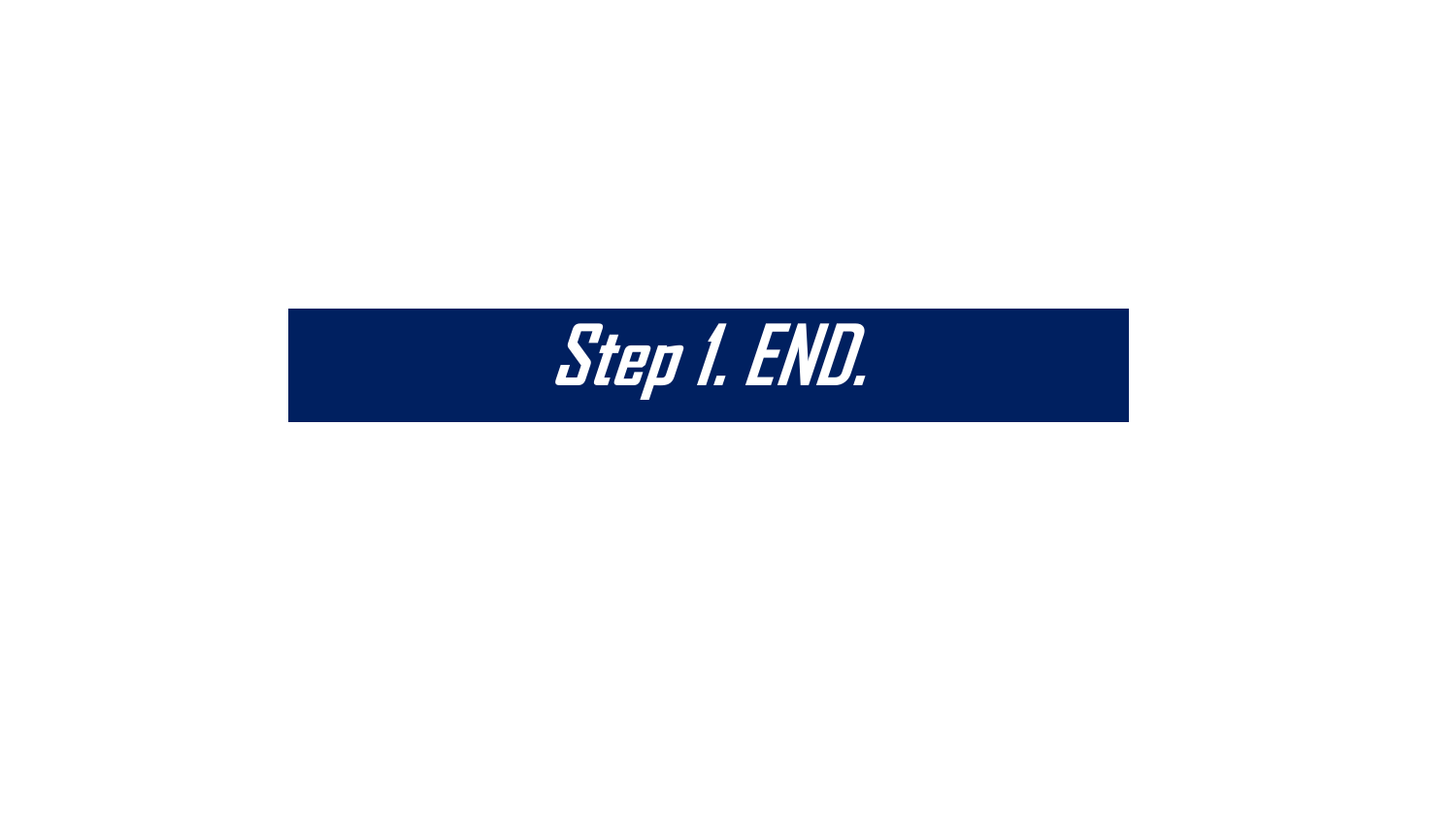# Step 1. END.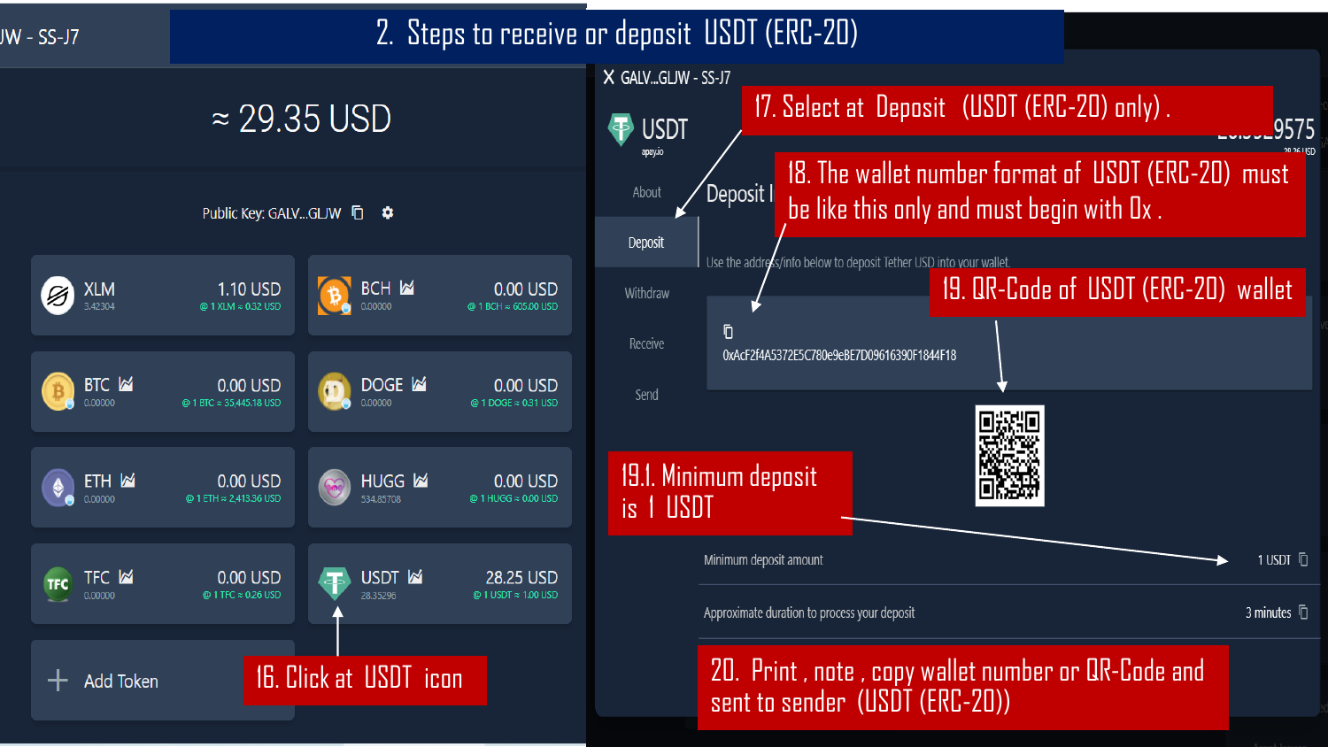# 2. Steps to receive or deposit USDT (ERC-20)

JW - SS-J7

≈ 29.35 USD

Public Key: GALV...GLJW

| | |
|---|---|
| XLM 3.42304 — 1.10 USD @ 1 XLM ≈ 0.32 USD | BCH 0.00000 — 0.00 USD @ 1 BCH ≈ 605.00 USD |
| BTC 0.00000 — 0.00 USD @ 1 BTC ≈ 35,445.18 USD | DOGE 0.00000 — 0.00 USD @ 1 DOGE ≈ 0.31 USD |
| ETH 0.00000 — 0.00 USD @ 1 ETH ≈ 2,413.36 USD | HUGG 534.85708 — 0.00 USD @ 1 HUGG ≈ 0.00 USD |
| TFC 0.00000 — 0.00 USD @ 1 TFC ≈ 0.26 USD | USDT 28.35296 — 28.25 USD @ 1 USDT ≈ 1.00 USD |

Add Token

16. Click at USDT icon

X GALV...GLJW - SS-J7

USDT apay.io

About

Deposit

Withdraw

Receive

Send

17. Select at Deposit (USDT (ERC-20) only) .

18. The wallet number format of USDT (ERC-20) must be like this only and must begin with 0x .

Use the address/info below to deposit Tether USD into your wallet.

19. QR-Code of USDT (ERC-20) wallet

0xAcF2f4A5372E5C780e9eBE7D09616390F1844F18

19.1. Minimum deposit is 1 USDT

Minimum deposit amount 1 USDT

Approximate duration to process your deposit 3 minutes

20. Print , note , copy wallet number or QR-Code and sent to sender (USDT (ERC-20))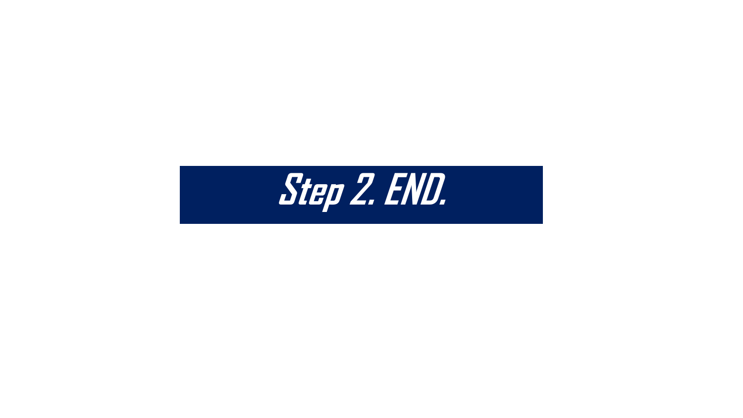# Step 2. END.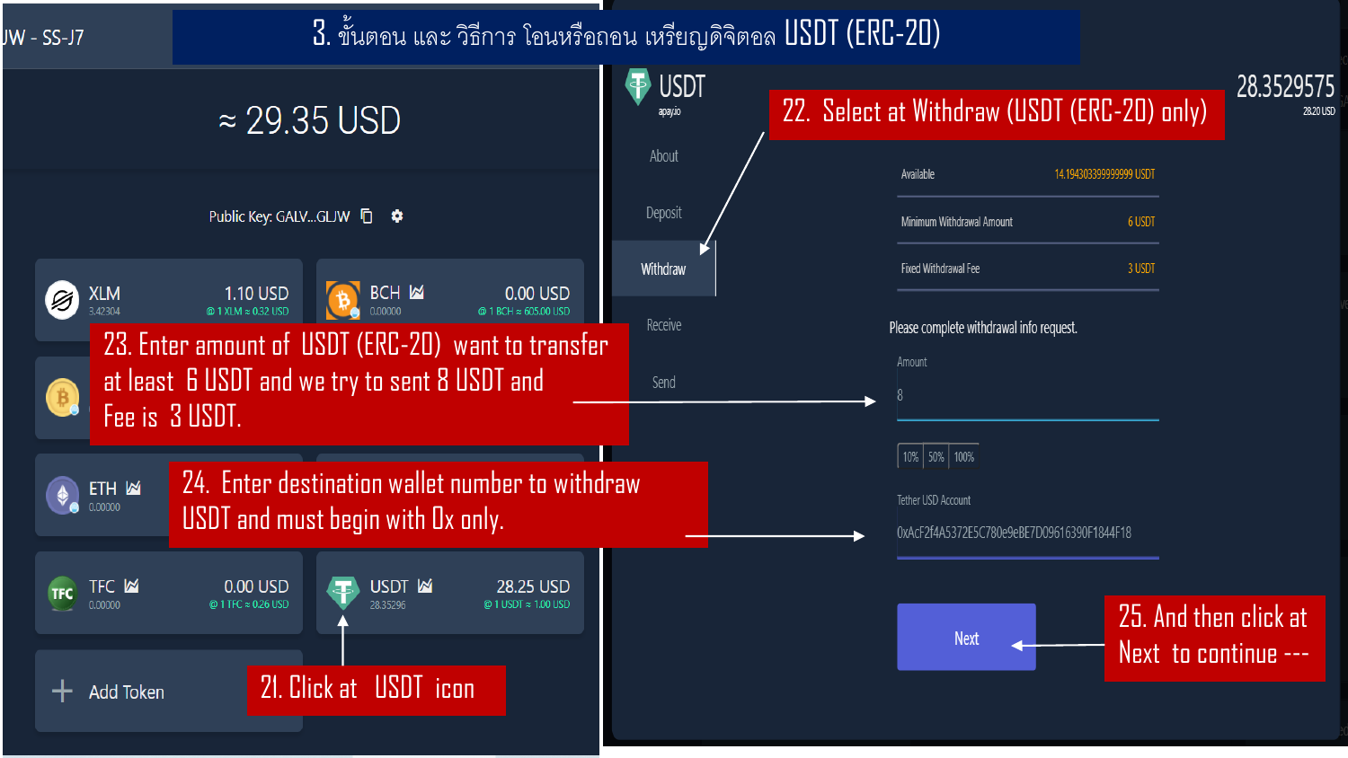# 3. ขั้นตอน และ วิธีการ โอนหรือถอน เหรียญดิจิตอล USDT (ERC-20)

JW - SS-J7

≈ 29.35 USD

Public Key: GALV...GLJW

XLM 3.42304 1.10 USD @ 1 XLM ≈ 0.32 USD

BCH 0.00000 0.00 USD @ 1 BCH ≈ 605.00 USD

ETH 0.00000

TFC 0.00000 0.00 USD @ 1 TFC ≈ 0.26 USD

USDT 28.35296 28.25 USD @ 1 USDT ≈ 1.00 USD

Add Token

21. Click at USDT icon

22. Select at Withdraw (USDT (ERC-20) only)

23. Enter amount of USDT (ERC-20) want to transfer at least 6 USDT and we try to sent 8 USDT and Fee is 3 USDT.

24. Enter destination wallet number to withdraw USDT and must begin with 0x only.

25. And then click at Next to continue ---

USDT

apay.io

28.3529575

28.20 USD

About

Deposit

Withdraw

Receive

Send

| | |
|---|---|
| Available | 14.194303399999999 USDT |
| Minimum Withdrawal Amount | 6 USDT |
| Fixed Withdrawal Fee | 3 USDT |

Please complete withdrawal info request.

Amount

8

10% 50% 100%

Tether USD Account

0xAcF2f4A5372E5C780e9eBE7D09616390F1844F18

Next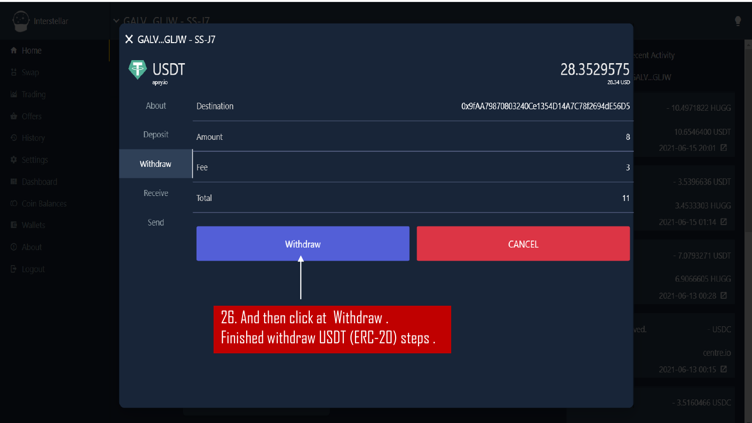Interstellar

- Home
- Swap
- Trading
- Offers
- History
- Settings
- Dashboard
- Coin Balances
- Wallets
- About
- Logout

GALV...GLJW - SS-J7

USDT
apay.io

28.3529575
28.34 USD

- About
- Deposit
- Withdraw
- Receive
- Send

| | |
|---|---|
| Destination | 0x9fAA79870803240Ce1354D14A7C78f2694dE56D5 |
| Amount | 8 |
| Fee | 3 |
| Total | 11 |

Withdraw | CANCEL

26. And then click at Withdraw .
Finished withdraw USDT (ERC-20) steps .

Recent Activity
GALV...GLJW

- 10.4971822 HUGG
10.6546400 USDT
2021-06-15 20:01

- 3.5396636 USDT
3.4533303 HUGG
2021-06-15 01:14

- 7.0793271 USDT
6.9066605 HUGG
2021-06-13 00:28

ved. - USDC
centre.io
2021-06-13 00:15

- 3.5160466 USDC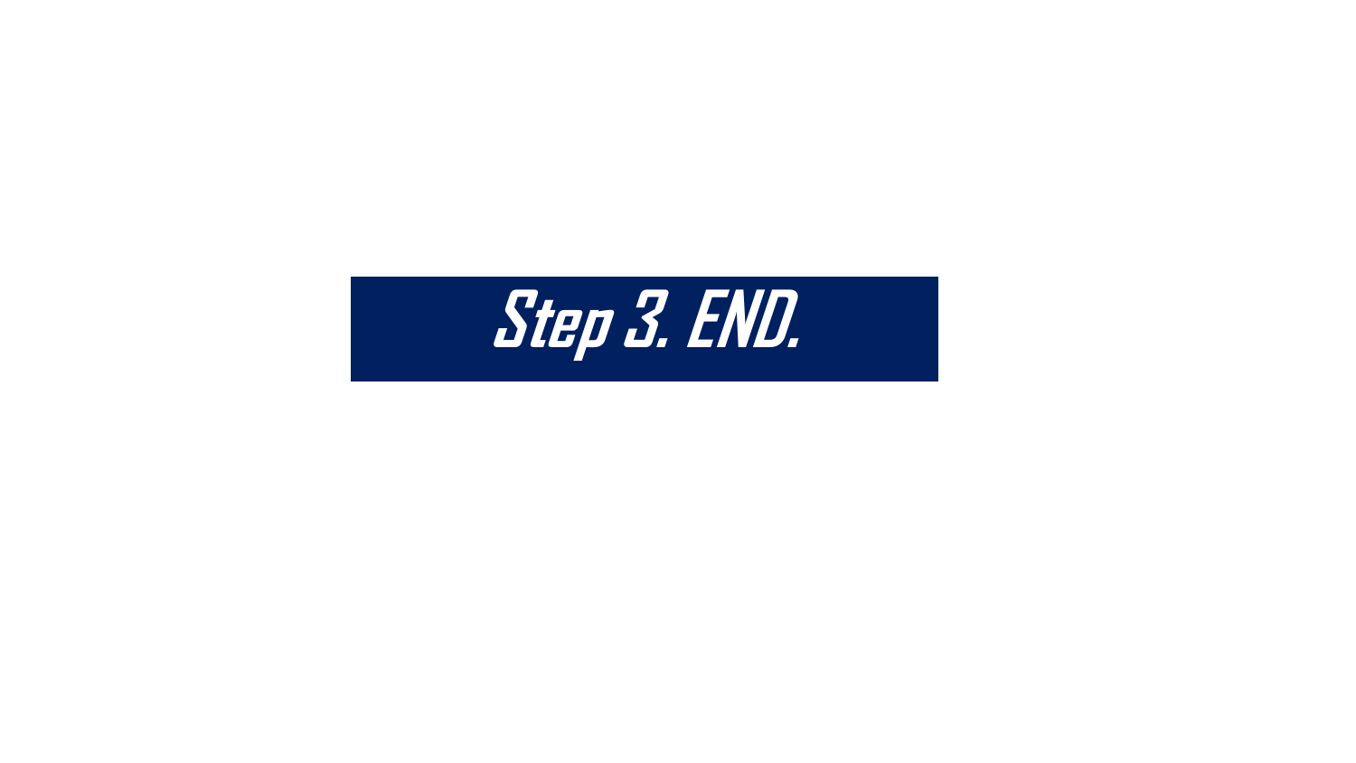# Step 3. END.